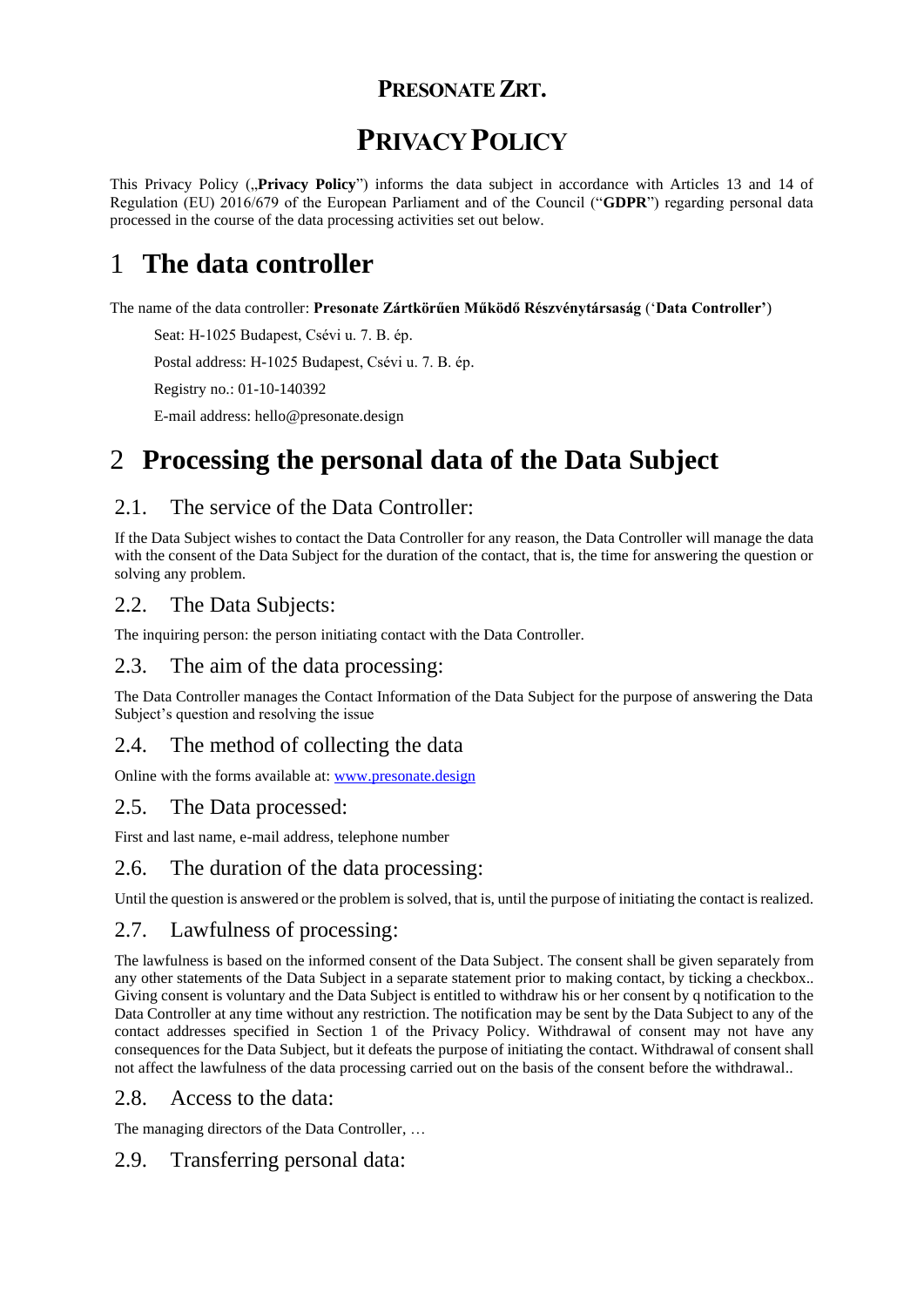# PRESONATE ZRT.

# PRIVACY POLICY

This Privacy Policy („**Privacy Policy**") informs the data subject in accordance with Articles 13 and 14 of Regulation (EU) 2016/679 of the European Parliament and of the Council ("**GDPR**") regarding personal data processed in the course of the data processing activities set out below.

## 1 The data controller

The name of the data controller: **Presonate Zártkörűen Működő Részvénytársaság** ('**Data Controller'**)

Seat: H-1025 Budapest, Csévi u. 7. B. ép.

Postal address: H-1025 Budapest, Csévi u. 7. B. ép.

Registry no.: 01-10-140392

E-mail address: hello@presonate.design

## 2 Processing the personal data of the Data Subject

### 2.1. The service of the Data Controller:

If the Data Subject wishes to contact the Data Controller for any reason, the Data Controller will manage the data with the consent of the Data Subject for the duration of the contact, that is, the time for answering the question or solving any problem.

### 2.2. The Data Subjects:

The inquiring person: the person initiating contact with the Data Controller.

### 2.3. The aim of the data processing:

The Data Controller manages the Contact Information of the Data Subject for the purpose of answering the Data Subject's question and resolving the issue

### 2.4. The method of collecting the data

Online with the forms available at: www.presonate.design

### 2.5. The Data processed:

First and last name, e-mail address, telephone number

### 2.6. The duration of the data processing:

Until the question is answered or the problem is solved, that is, until the purpose of initiating the contact is realized.

### 2.7. Lawfulness of processing:

The lawfulness is based on the informed consent of the Data Subject. The consent shall be given separately from any other statements of the Data Subject in a separate statement prior to making contact, by ticking a checkbox.. Giving consent is voluntary and the Data Subject is entitled to withdraw his or her consent by q notification to the Data Controller at any time without any restriction. The notification may be sent by the Data Subject to any of the contact addresses specified in Section 1 of the Privacy Policy. Withdrawal of consent may not have any consequences for the Data Subject, but it defeats the purpose of initiating the contact. Withdrawal of consent shall not affect the lawfulness of the data processing carried out on the basis of the consent before the withdrawal..

### 2.8. Access to the data:

The managing directors of the Data Controller, …

### 2.9. Transferring personal data: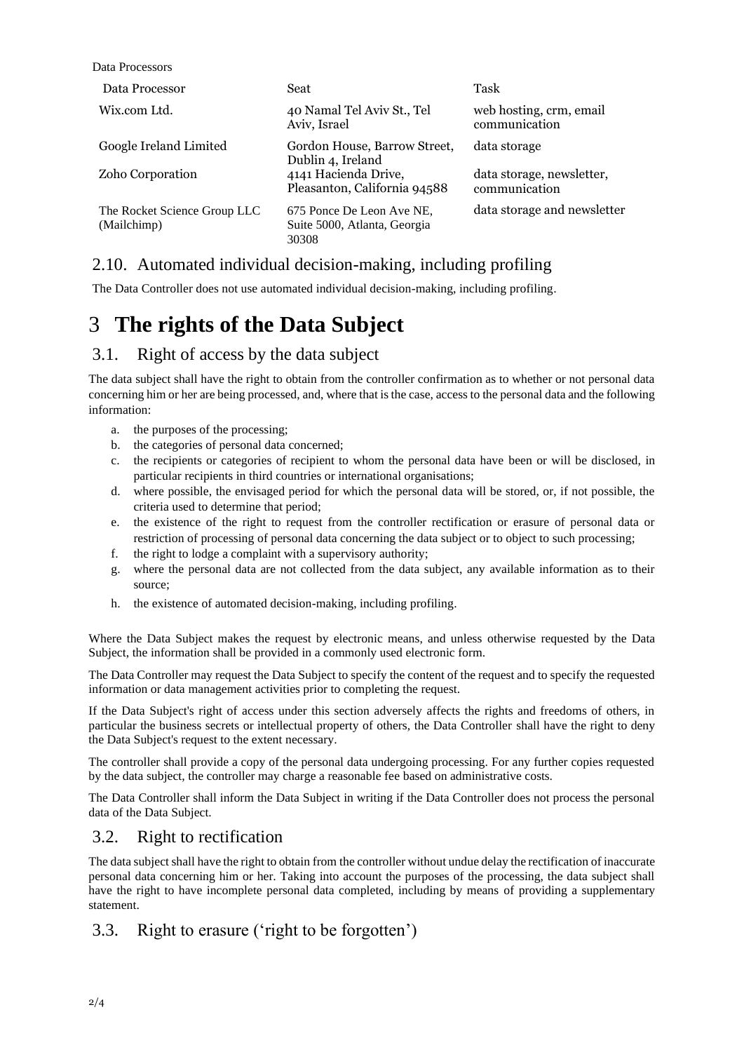Data Processors

| Data Processor | Seat | Task |
| --- | --- | --- |
| Wix.com Ltd. | 40 Namal Tel Aviv St., Tel Aviv, Israel | web hosting, crm, email communication |
| Google Ireland Limited | Gordon House, Barrow Street, Dublin 4, Ireland | data storage |
| Zoho Corporation | 4141 Hacienda Drive, Pleasanton, California 94588 | data storage, newsletter, communication |
| The Rocket Science Group LLC (Mailchimp) | 675 Ponce De Leon Ave NE, Suite 5000, Atlanta, Georgia 30308 | data storage and newsletter |

## 2.10. Automated individual decision-making, including profiling

The Data Controller does not use automated individual decision-making, including profiling.

# 3 The rights of the Data Subject

## 3.1. Right of access by the data subject

The data subject shall have the right to obtain from the controller confirmation as to whether or not personal data concerning him or her are being processed, and, where that is the case, access to the personal data and the following information:

a. the purposes of the processing;
b. the categories of personal data concerned;
c. the recipients or categories of recipient to whom the personal data have been or will be disclosed, in particular recipients in third countries or international organisations;
d. where possible, the envisaged period for which the personal data will be stored, or, if not possible, the criteria used to determine that period;
e. the existence of the right to request from the controller rectification or erasure of personal data or restriction of processing of personal data concerning the data subject or to object to such processing;
f. the right to lodge a complaint with a supervisory authority;
g. where the personal data are not collected from the data subject, any available information as to their source;
h. the existence of automated decision-making, including profiling.

Where the Data Subject makes the request by electronic means, and unless otherwise requested by the Data Subject, the information shall be provided in a commonly used electronic form.

The Data Controller may request the Data Subject to specify the content of the request and to specify the requested information or data management activities prior to completing the request.

If the Data Subject's right of access under this section adversely affects the rights and freedoms of others, in particular the business secrets or intellectual property of others, the Data Controller shall have the right to deny the Data Subject's request to the extent necessary.

The controller shall provide a copy of the personal data undergoing processing. For any further copies requested by the data subject, the controller may charge a reasonable fee based on administrative costs.

The Data Controller shall inform the Data Subject in writing if the Data Controller does not process the personal data of the Data Subject.

## 3.2. Right to rectification

The data subject shall have the right to obtain from the controller without undue delay the rectification of inaccurate personal data concerning him or her. Taking into account the purposes of the processing, the data subject shall have the right to have incomplete personal data completed, including by means of providing a supplementary statement.

## 3.3. Right to erasure ('right to be forgotten')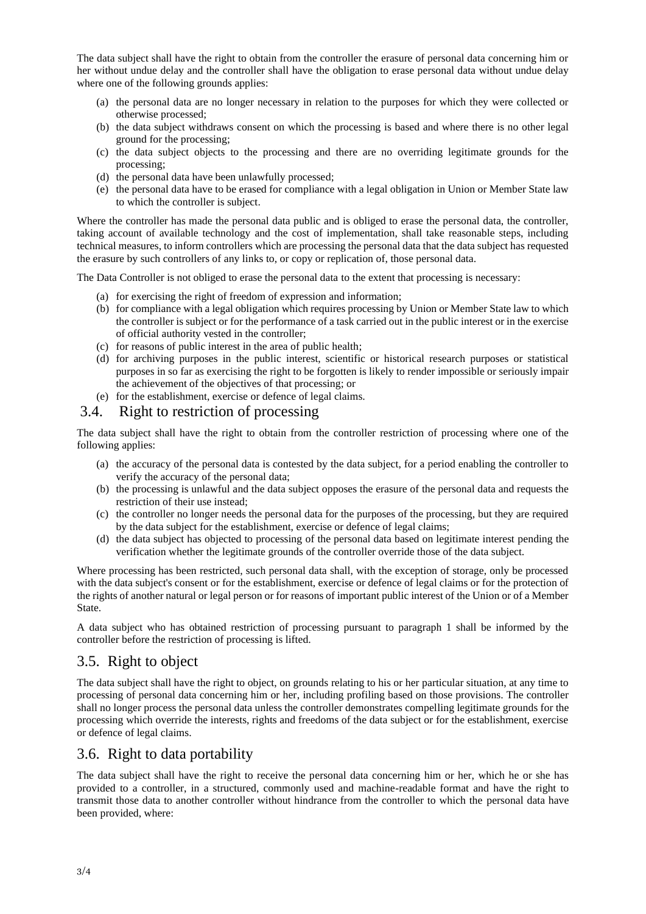The data subject shall have the right to obtain from the controller the erasure of personal data concerning him or her without undue delay and the controller shall have the obligation to erase personal data without undue delay where one of the following grounds applies:

(a) the personal data are no longer necessary in relation to the purposes for which they were collected or otherwise processed;
(b) the data subject withdraws consent on which the processing is based and where there is no other legal ground for the processing;
(c) the data subject objects to the processing and there are no overriding legitimate grounds for the processing;
(d) the personal data have been unlawfully processed;
(e) the personal data have to be erased for compliance with a legal obligation in Union or Member State law to which the controller is subject.

Where the controller has made the personal data public and is obliged to erase the personal data, the controller, taking account of available technology and the cost of implementation, shall take reasonable steps, including technical measures, to inform controllers which are processing the personal data that the data subject has requested the erasure by such controllers of any links to, or copy or replication of, those personal data.

The Data Controller is not obliged to erase the personal data to the extent that processing is necessary:

(a) for exercising the right of freedom of expression and information;
(b) for compliance with a legal obligation which requires processing by Union or Member State law to which the controller is subject or for the performance of a task carried out in the public interest or in the exercise of official authority vested in the controller;
(c) for reasons of public interest in the area of public health;
(d) for archiving purposes in the public interest, scientific or historical research purposes or statistical purposes in so far as exercising the right to be forgotten is likely to render impossible or seriously impair the achievement of the objectives of that processing; or
(e) for the establishment, exercise or defence of legal claims.

## 3.4. Right to restriction of processing

The data subject shall have the right to obtain from the controller restriction of processing where one of the following applies:

(a) the accuracy of the personal data is contested by the data subject, for a period enabling the controller to verify the accuracy of the personal data;
(b) the processing is unlawful and the data subject opposes the erasure of the personal data and requests the restriction of their use instead;
(c) the controller no longer needs the personal data for the purposes of the processing, but they are required by the data subject for the establishment, exercise or defence of legal claims;
(d) the data subject has objected to processing of the personal data based on legitimate interest pending the verification whether the legitimate grounds of the controller override those of the data subject.

Where processing has been restricted, such personal data shall, with the exception of storage, only be processed with the data subject's consent or for the establishment, exercise or defence of legal claims or for the protection of the rights of another natural or legal person or for reasons of important public interest of the Union or of a Member State.

A data subject who has obtained restriction of processing pursuant to paragraph 1 shall be informed by the controller before the restriction of processing is lifted.

## 3.5. Right to object

The data subject shall have the right to object, on grounds relating to his or her particular situation, at any time to processing of personal data concerning him or her, including profiling based on those provisions. The controller shall no longer process the personal data unless the controller demonstrates compelling legitimate grounds for the processing which override the interests, rights and freedoms of the data subject or for the establishment, exercise or defence of legal claims.

## 3.6. Right to data portability

The data subject shall have the right to receive the personal data concerning him or her, which he or she has provided to a controller, in a structured, commonly used and machine-readable format and have the right to transmit those data to another controller without hindrance from the controller to which the personal data have been provided, where: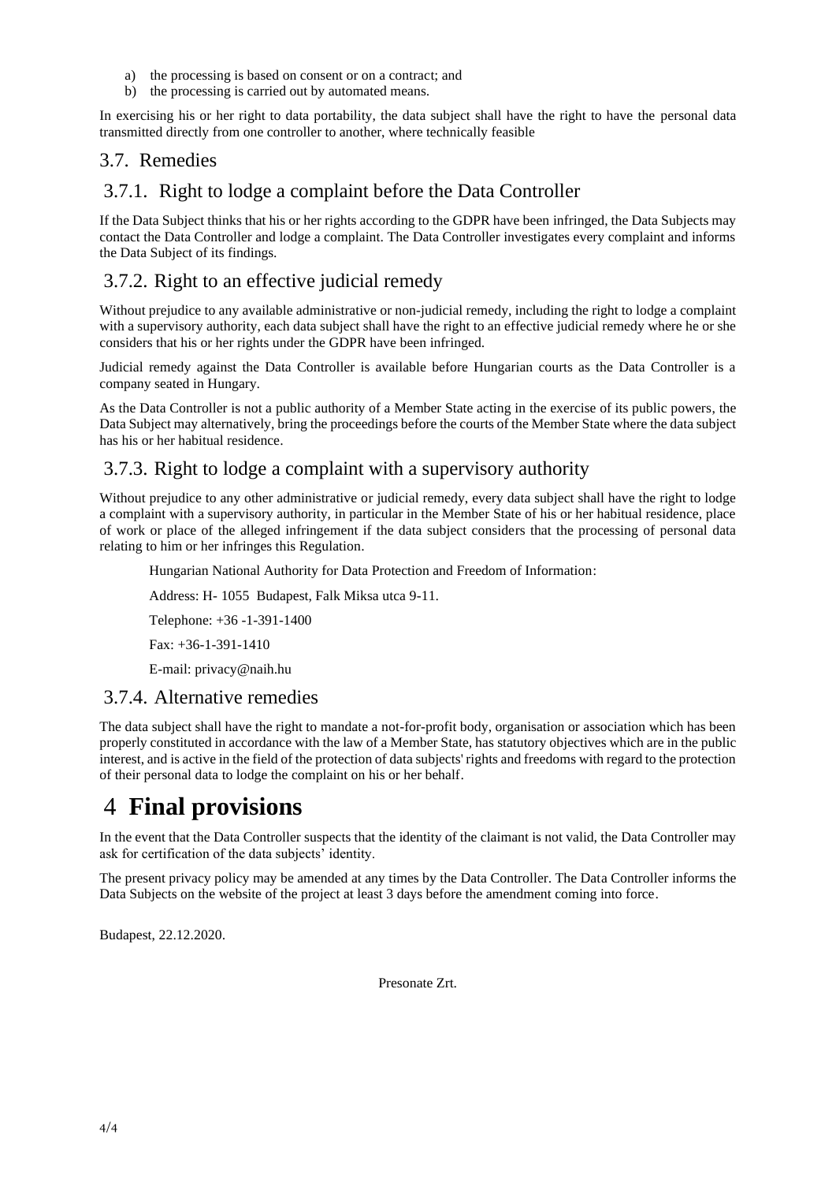a) the processing is based on consent or on a contract; and
b) the processing is carried out by automated means.

In exercising his or her right to data portability, the data subject shall have the right to have the personal data transmitted directly from one controller to another, where technically feasible

## 3.7. Remedies

### 3.7.1. Right to lodge a complaint before the Data Controller

If the Data Subject thinks that his or her rights according to the GDPR have been infringed, the Data Subjects may contact the Data Controller and lodge a complaint. The Data Controller investigates every complaint and informs the Data Subject of its findings.

### 3.7.2. Right to an effective judicial remedy

Without prejudice to any available administrative or non-judicial remedy, including the right to lodge a complaint with a supervisory authority, each data subject shall have the right to an effective judicial remedy where he or she considers that his or her rights under the GDPR have been infringed.

Judicial remedy against the Data Controller is available before Hungarian courts as the Data Controller is a company seated in Hungary.

As the Data Controller is not a public authority of a Member State acting in the exercise of its public powers, the Data Subject may alternatively, bring the proceedings before the courts of the Member State where the data subject has his or her habitual residence.

### 3.7.3. Right to lodge a complaint with a supervisory authority

Without prejudice to any other administrative or judicial remedy, every data subject shall have the right to lodge a complaint with a supervisory authority, in particular in the Member State of his or her habitual residence, place of work or place of the alleged infringement if the data subject considers that the processing of personal data relating to him or her infringes this Regulation.

Hungarian National Authority for Data Protection and Freedom of Information:

Address: H- 1055 Budapest, Falk Miksa utca 9-11.

Telephone: +36 -1-391-1400

Fax: +36-1-391-1410

E-mail: privacy@naih.hu

### 3.7.4. Alternative remedies

The data subject shall have the right to mandate a not-for-profit body, organisation or association which has been properly constituted in accordance with the law of a Member State, has statutory objectives which are in the public interest, and is active in the field of the protection of data subjects' rights and freedoms with regard to the protection of their personal data to lodge the complaint on his or her behalf.

# 4 **Final provisions**

In the event that the Data Controller suspects that the identity of the claimant is not valid, the Data Controller may ask for certification of the data subjects' identity.

The present privacy policy may be amended at any times by the Data Controller. The Data Controller informs the Data Subjects on the website of the project at least 3 days before the amendment coming into force.

Budapest, 22.12.2020.

Presonate Zrt.